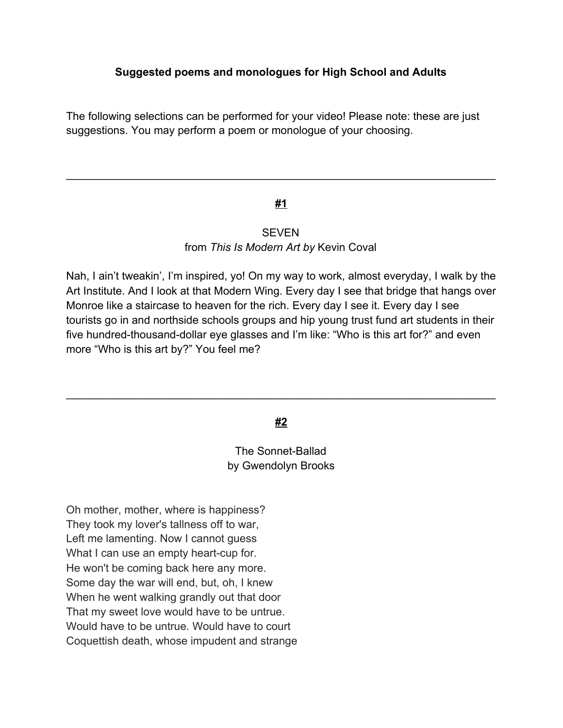**Suggested poems and monologues for High School and Adults**

The following selections can be performed for your video! Please note: these are just suggestions. You may perform a poem or monologue of your choosing.

---

**#1**

SEVEN
from *This Is Modern Art by* Kevin Coval

Nah, I ain't tweakin', I'm inspired, yo! On my way to work, almost everyday, I walk by the Art Institute. And I look at that Modern Wing. Every day I see that bridge that hangs over Monroe like a staircase to heaven for the rich. Every day I see it. Every day I see tourists go in and northside schools groups and hip young trust fund art students in their five hundred-thousand-dollar eye glasses and I'm like: "Who is this art for?" and even more "Who is this art by?" You feel me?

---

**#2**

The Sonnet-Ballad
by Gwendolyn Brooks

Oh mother, mother, where is happiness?
They took my lover's tallness off to war,
Left me lamenting. Now I cannot guess
What I can use an empty heart-cup for.
He won't be coming back here any more.
Some day the war will end, but, oh, I knew
When he went walking grandly out that door
That my sweet love would have to be untrue.
Would have to be untrue. Would have to court
Coquettish death, whose impudent and strange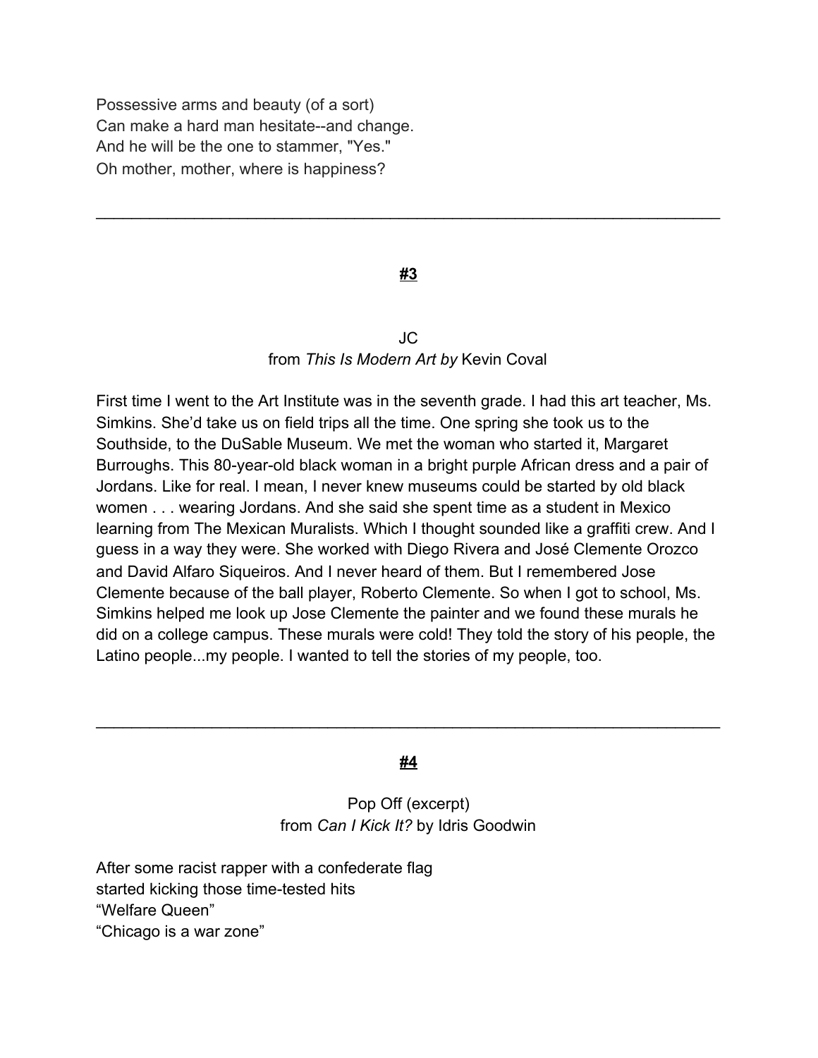Possessive arms and beauty (of a sort)
Can make a hard man hesitate--and change.
And he will be the one to stammer, "Yes."
Oh mother, mother, where is happiness?

---

**#3**

JC
from *This Is Modern Art by* Kevin Coval

First time I went to the Art Institute was in the seventh grade. I had this art teacher, Ms. Simkins. She'd take us on field trips all the time. One spring she took us to the Southside, to the DuSable Museum. We met the woman who started it, Margaret Burroughs. This 80-year-old black woman in a bright purple African dress and a pair of Jordans. Like for real. I mean, I never knew museums could be started by old black women . . . wearing Jordans. And she said she spent time as a student in Mexico learning from The Mexican Muralists. Which I thought sounded like a graffiti crew. And I guess in a way they were. She worked with Diego Rivera and José Clemente Orozco and David Alfaro Siqueiros. And I never heard of them. But I remembered Jose Clemente because of the ball player, Roberto Clemente. So when I got to school, Ms. Simkins helped me look up Jose Clemente the painter and we found these murals he did on a college campus. These murals were cold! They told the story of his people, the Latino people...my people. I wanted to tell the stories of my people, too.

---

**#4**

Pop Off (excerpt)
from *Can I Kick It?* by Idris Goodwin

After some racist rapper with a confederate flag
started kicking those time-tested hits
"Welfare Queen"
"Chicago is a war zone"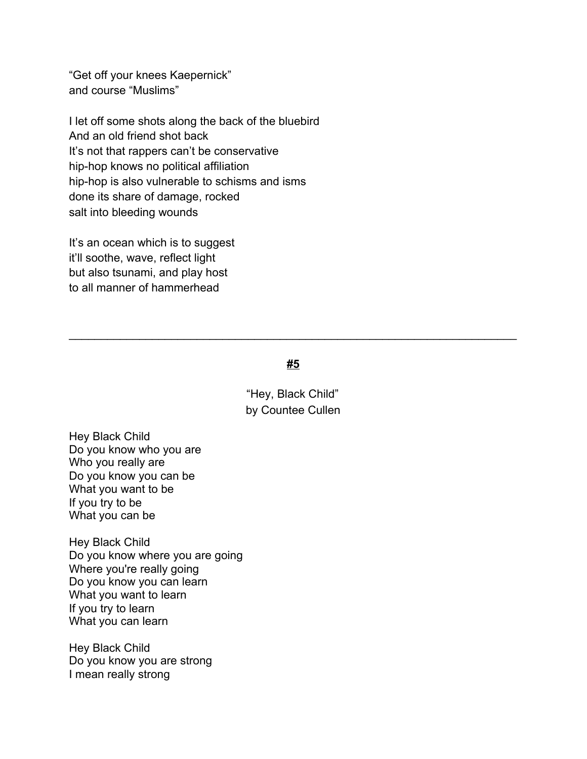"Get off your knees Kaepernick"
and course "Muslims"

I let off some shots along the back of the bluebird
And an old friend shot back
It's not that rappers can't be conservative
hip-hop knows no political affiliation
hip-hop is also vulnerable to schisms and isms
done its share of damage, rocked
salt into bleeding wounds

It's an ocean which is to suggest
it'll soothe, wave, reflect light
but also tsunami, and play host
to all manner of hammerhead

---

**#5**

"Hey, Black Child"
by Countee Cullen

Hey Black Child
Do you know who you are
Who you really are
Do you know you can be
What you want to be
If you try to be
What you can be

Hey Black Child
Do you know where you are going
Where you're really going
Do you know you can learn
What you want to learn
If you try to learn
What you can learn

Hey Black Child
Do you know you are strong
I mean really strong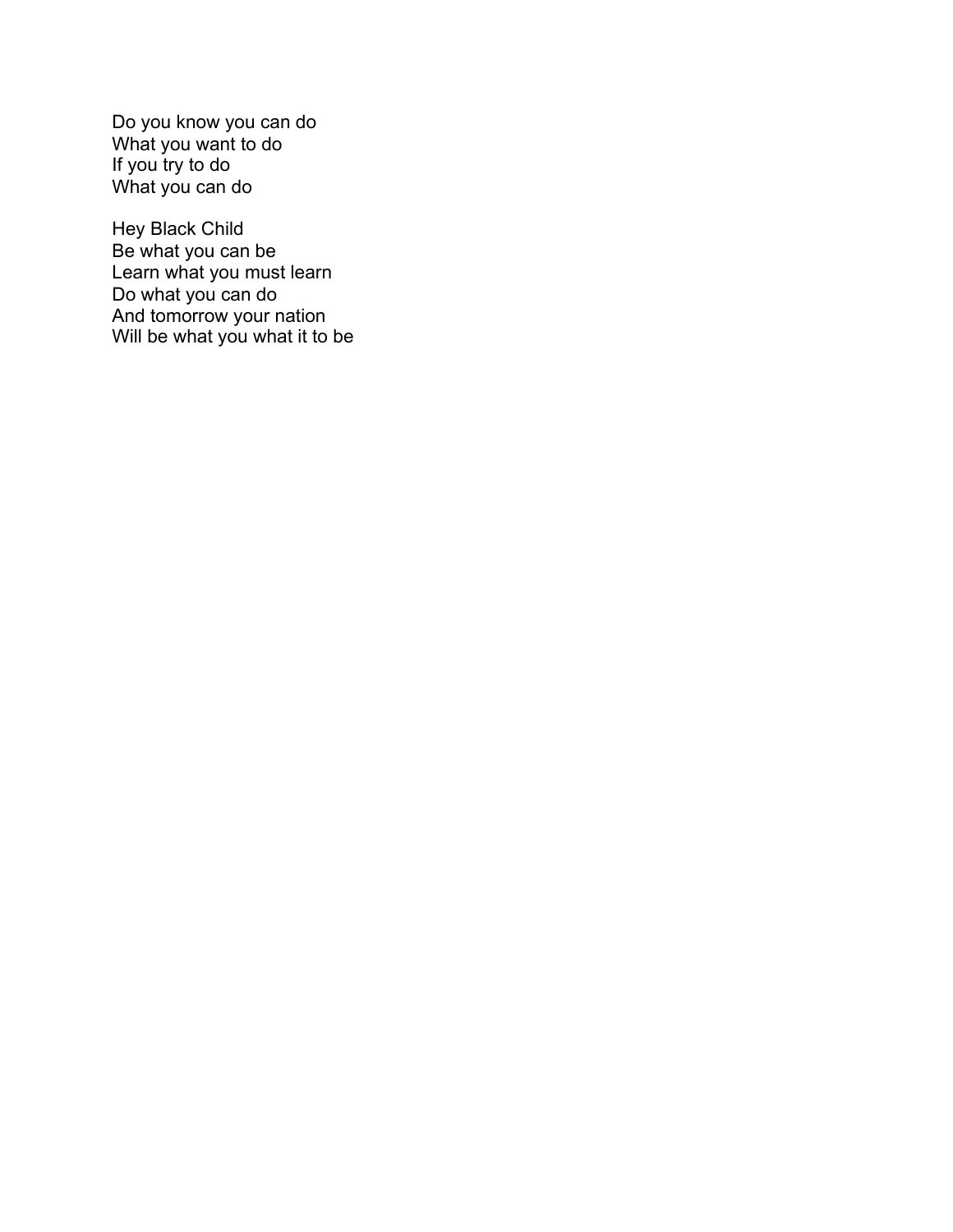Do you know you can do  
What you want to do  
If you try to do  
What you can do

Hey Black Child  
Be what you can be  
Learn what you must learn  
Do what you can do  
And tomorrow your nation  
Will be what you what it to be